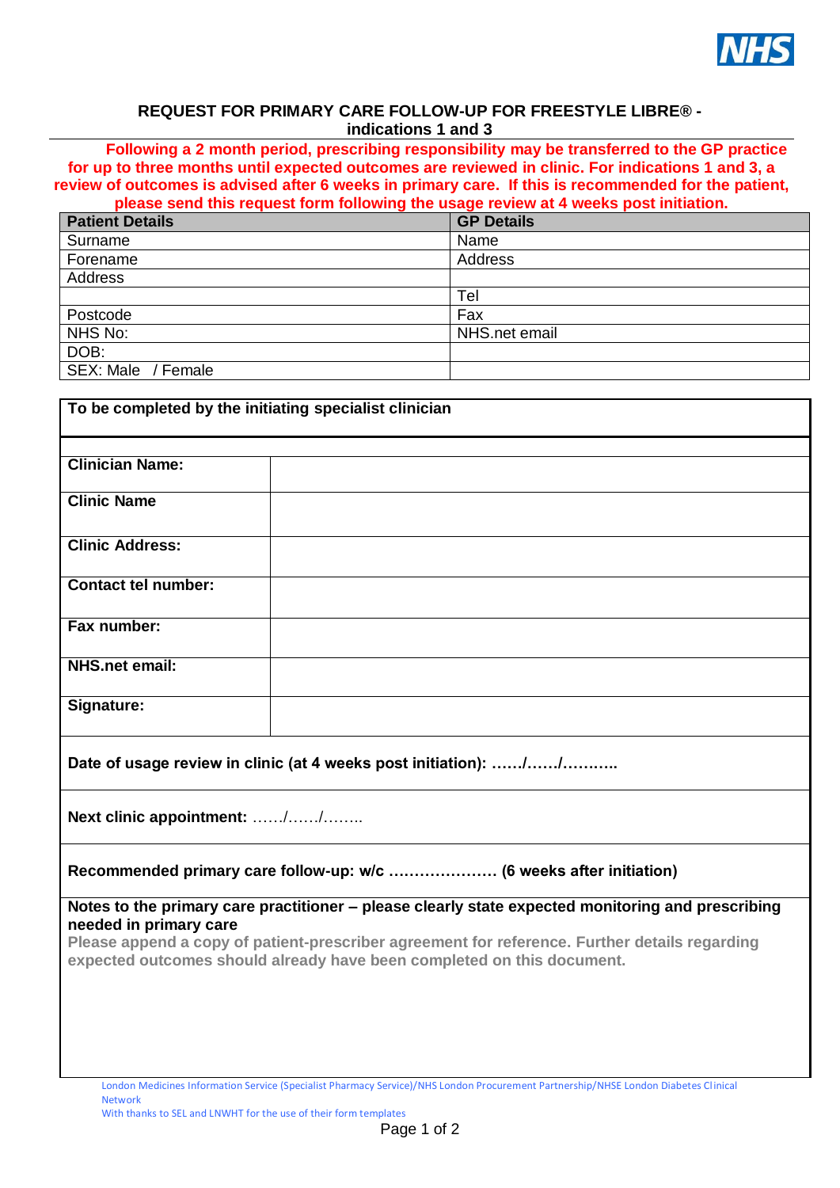## REQUEST FOR PRIMARY CARE FOLLOW-UP FOR FREESTYLE LIBRE® - indications 1 and 3

**Following a 2 month period, prescribing responsibility may be transferred to the GP practice for up to three months until expected outcomes are reviewed in clinic. For indications 1 and 3, a review of outcomes is advised after 6 weeks in primary care. If this is recommended for the patient, please send this request form following the usage review at 4 weeks post initiation.**

| **Patient Details** | **GP Details** |
|---|---|
| Surname | Name |
| Forename | Address |
| Address | |
| | Tel |
| Postcode | Fax |
| NHS No: | NHS.net email |
| DOB: | |
| SEX: Male / Female | |

| **To be completed by the initiating specialist clinician** | |
|---|---|
| **Clinician Name:** | |
| **Clinic Name** | |
| **Clinic Address:** | |
| **Contact tel number:** | |
| **Fax number:** | |
| **NHS.net email:** | |
| **Signature:** | |

**Date of usage review in clinic (at 4 weeks post initiation): ……/……/………..**

**Next clinic appointment: ……/……/……..**

**Recommended primary care follow-up: w/c ………………… (6 weeks after initiation)**

**Notes to the primary care practitioner – please clearly state expected monitoring and prescribing needed in primary care**

**Please append a copy of patient-prescriber agreement for reference. Further details regarding expected outcomes should already have been completed on this document.**

London Medicines Information Service (Specialist Pharmacy Service)/NHS London Procurement Partnership/NHSE London Diabetes Clinical Network
With thanks to SEL and LNWHT for the use of their form templates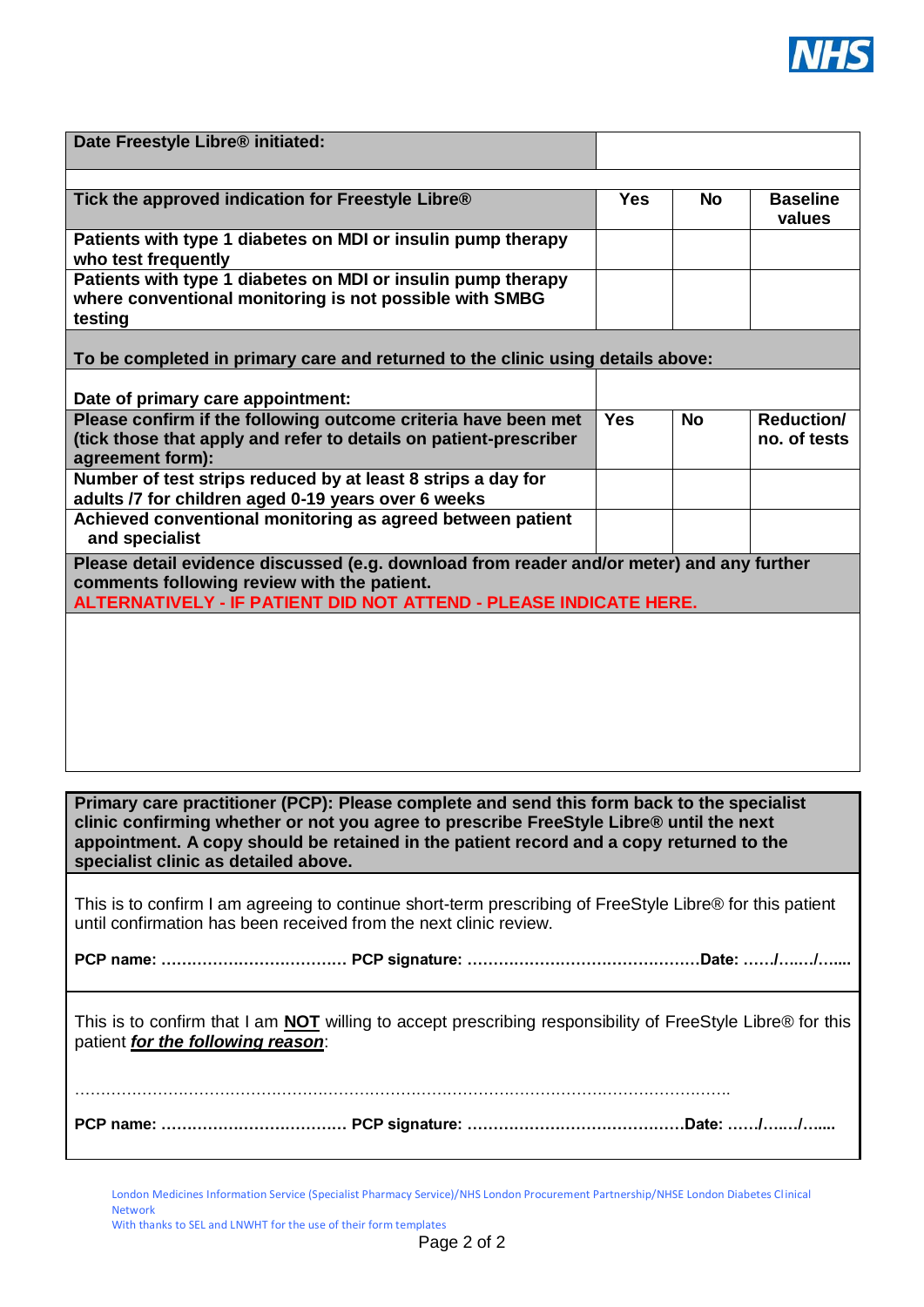| | | | |
|---|---|---|---|
| **Date Freestyle Libre® initiated:** | | | |
| | | | |
| **Tick the approved indication for Freestyle Libre®** | **Yes** | **No** | **Baseline values** |
| **Patients with type 1 diabetes on MDI or insulin pump therapy who test frequently** | | | |
| **Patients with type 1 diabetes on MDI or insulin pump therapy where conventional monitoring is not possible with SMBG testing** | | | |
| **To be completed in primary care and returned to the clinic using details above:** | | | |
| **Date of primary care appointment:** | | | |
| **Please confirm if the following outcome criteria have been met (tick those that apply and refer to details on patient-prescriber agreement form):** | **Yes** | **No** | **Reduction/ no. of tests** |
| **Number of test strips reduced by at least 8 strips a day for adults /7 for children aged 0-19 years over 6 weeks** | | | |
| **Achieved conventional monitoring as agreed between patient and specialist** | | | |
| **Please detail evidence discussed (e.g. download from reader and/or meter) and any further comments following review with the patient.** **ALTERNATIVELY - IF PATIENT DID NOT ATTEND - PLEASE INDICATE HERE.** | | | |
| | | | |

**Primary care practitioner (PCP): Please complete and send this form back to the specialist clinic confirming whether or not you agree to prescribe FreeStyle Libre® until the next appointment. A copy should be retained in the patient record and a copy returned to the specialist clinic as detailed above.**

This is to confirm I am agreeing to continue short-term prescribing of FreeStyle Libre® for this patient until confirmation has been received from the next clinic review.

**PCP name: ……………………………… PCP signature: ………………………………………Date: ……/….…/…...**

This is to confirm that I am **NOT** willing to accept prescribing responsibility of FreeStyle Libre® for this patient ***for the following reason***:

……………………………………………………………………………………………………………….

**PCP name: ……………………………… PCP signature: ……………………………………Date: ……/….…/…...**

London Medicines Information Service (Specialist Pharmacy Service)/NHS London Procurement Partnership/NHSE London Diabetes Clinical Network

With thanks to SEL and LNWHT for the use of their form templates